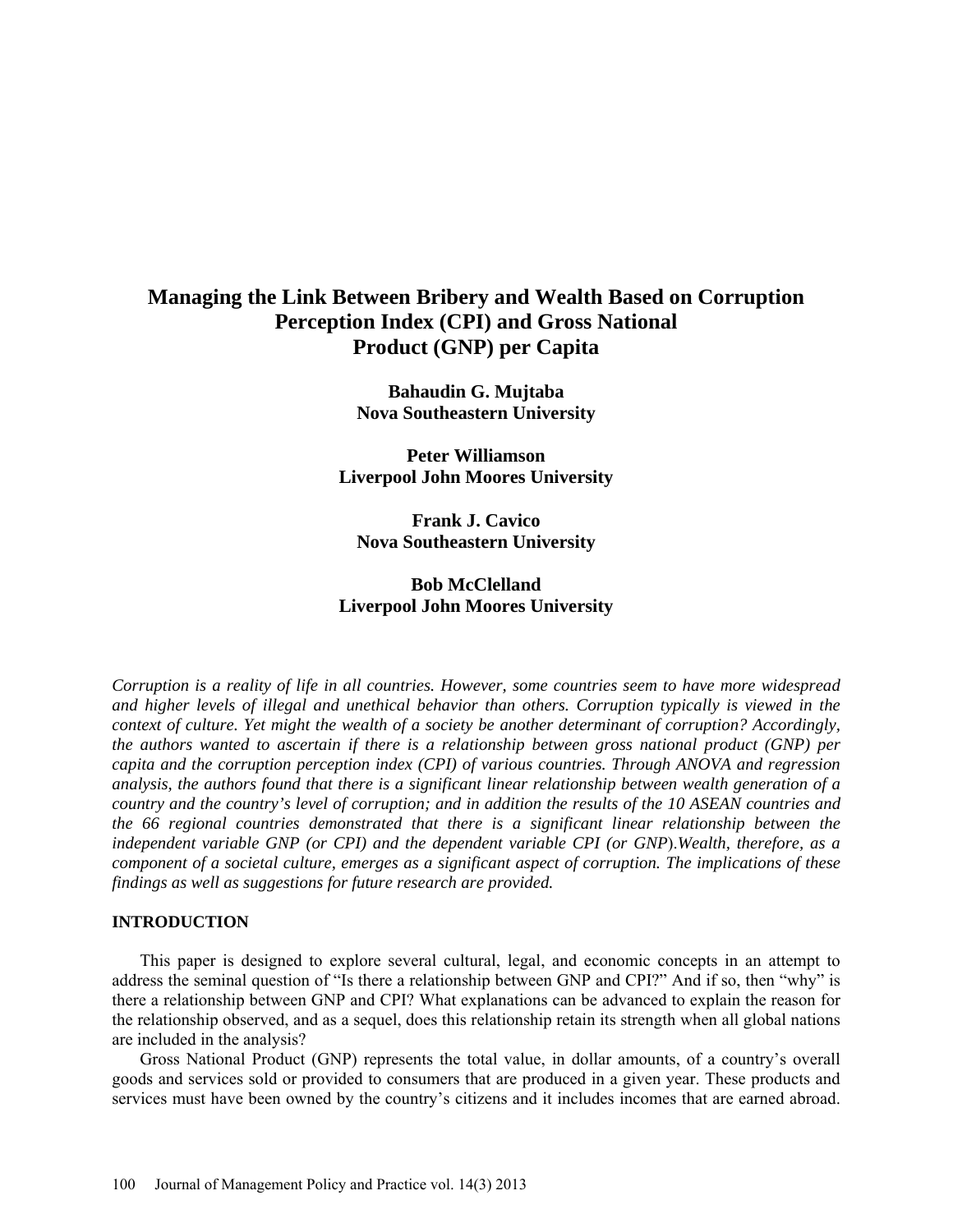# Managing the Link Between Bribery and Wealth Based on Corruption Perception Index (CPI) and Gross National Product (GNP) per Capita

**Bahaudin G. Mujtaba**
**Nova Southeastern University**

**Peter Williamson**
**Liverpool John Moores University**

**Frank J. Cavico**
**Nova Southeastern University**

**Bob McClelland**
**Liverpool John Moores University**

*Corruption is a reality of life in all countries. However, some countries seem to have more widespread and higher levels of illegal and unethical behavior than others. Corruption typically is viewed in the context of culture. Yet might the wealth of a society be another determinant of corruption? Accordingly, the authors wanted to ascertain if there is a relationship between gross national product (GNP) per capita and the corruption perception index (CPI) of various countries. Through ANOVA and regression analysis, the authors found that there is a significant linear relationship between wealth generation of a country and the country's level of corruption; and in addition the results of the 10 ASEAN countries and the 66 regional countries demonstrated that there is a significant linear relationship between the independent variable GNP (or CPI) and the dependent variable CPI (or GNP).Wealth, therefore, as a component of a societal culture, emerges as a significant aspect of corruption. The implications of these findings as well as suggestions for future research are provided.*

## INTRODUCTION

This paper is designed to explore several cultural, legal, and economic concepts in an attempt to address the seminal question of "Is there a relationship between GNP and CPI?" And if so, then "why" is there a relationship between GNP and CPI? What explanations can be advanced to explain the reason for the relationship observed, and as a sequel, does this relationship retain its strength when all global nations are included in the analysis?

Gross National Product (GNP) represents the total value, in dollar amounts, of a country's overall goods and services sold or provided to consumers that are produced in a given year. These products and services must have been owned by the country's citizens and it includes incomes that are earned abroad.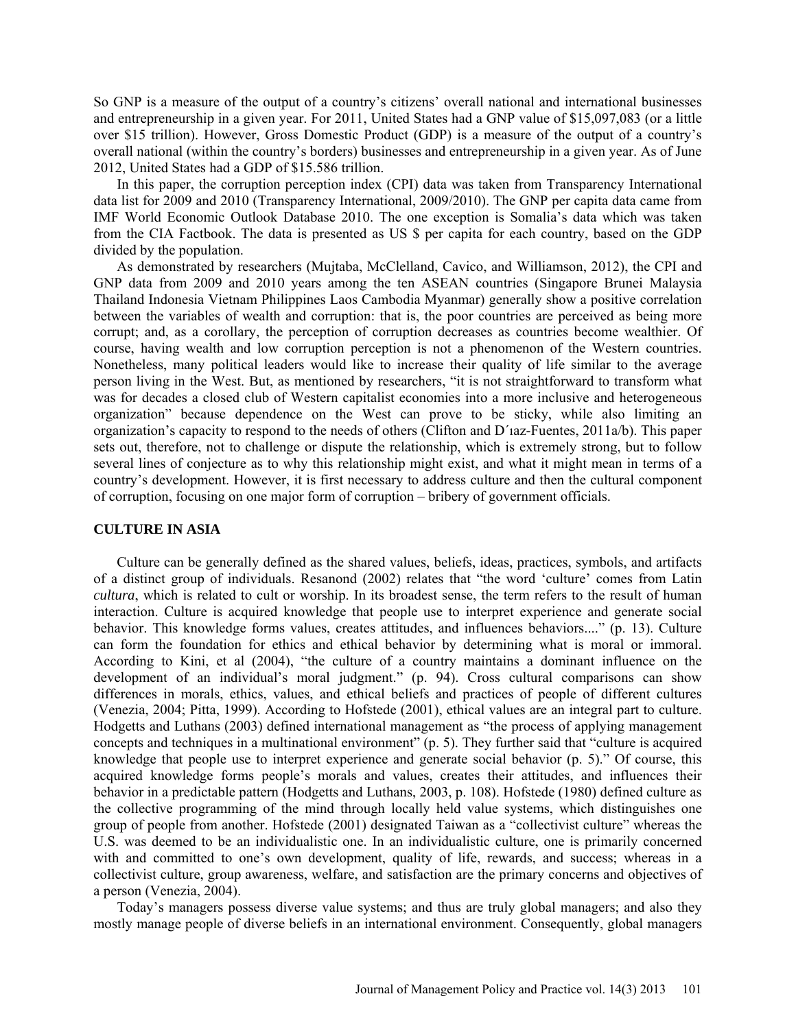So GNP is a measure of the output of a country's citizens' overall national and international businesses and entrepreneurship in a given year. For 2011, United States had a GNP value of $15,097,083 (or a little over $15 trillion). However, Gross Domestic Product (GDP) is a measure of the output of a country's overall national (within the country's borders) businesses and entrepreneurship in a given year. As of June 2012, United States had a GDP of $15.586 trillion.

In this paper, the corruption perception index (CPI) data was taken from Transparency International data list for 2009 and 2010 (Transparency International, 2009/2010). The GNP per capita data came from IMF World Economic Outlook Database 2010. The one exception is Somalia's data which was taken from the CIA Factbook. The data is presented as US $ per capita for each country, based on the GDP divided by the population.

As demonstrated by researchers (Mujtaba, McClelland, Cavico, and Williamson, 2012), the CPI and GNP data from 2009 and 2010 years among the ten ASEAN countries (Singapore Brunei Malaysia Thailand Indonesia Vietnam Philippines Laos Cambodia Myanmar) generally show a positive correlation between the variables of wealth and corruption: that is, the poor countries are perceived as being more corrupt; and, as a corollary, the perception of corruption decreases as countries become wealthier. Of course, having wealth and low corruption perception is not a phenomenon of the Western countries. Nonetheless, many political leaders would like to increase their quality of life similar to the average person living in the West. But, as mentioned by researchers, "it is not straightforward to transform what was for decades a closed club of Western capitalist economies into a more inclusive and heterogeneous organization" because dependence on the West can prove to be sticky, while also limiting an organization's capacity to respond to the needs of others (Clifton and D´ıaz-Fuentes, 2011a/b). This paper sets out, therefore, not to challenge or dispute the relationship, which is extremely strong, but to follow several lines of conjecture as to why this relationship might exist, and what it might mean in terms of a country's development. However, it is first necessary to address culture and then the cultural component of corruption, focusing on one major form of corruption – bribery of government officials.

## CULTURE IN ASIA

Culture can be generally defined as the shared values, beliefs, ideas, practices, symbols, and artifacts of a distinct group of individuals. Resanond (2002) relates that "the word 'culture' comes from Latin *cultura*, which is related to cult or worship. In its broadest sense, the term refers to the result of human interaction. Culture is acquired knowledge that people use to interpret experience and generate social behavior. This knowledge forms values, creates attitudes, and influences behaviors...." (p. 13). Culture can form the foundation for ethics and ethical behavior by determining what is moral or immoral. According to Kini, et al (2004), "the culture of a country maintains a dominant influence on the development of an individual's moral judgment." (p. 94). Cross cultural comparisons can show differences in morals, ethics, values, and ethical beliefs and practices of people of different cultures (Venezia, 2004; Pitta, 1999). According to Hofstede (2001), ethical values are an integral part to culture. Hodgetts and Luthans (2003) defined international management as "the process of applying management concepts and techniques in a multinational environment" (p. 5). They further said that "culture is acquired knowledge that people use to interpret experience and generate social behavior (p. 5)." Of course, this acquired knowledge forms people's morals and values, creates their attitudes, and influences their behavior in a predictable pattern (Hodgetts and Luthans, 2003, p. 108). Hofstede (1980) defined culture as the collective programming of the mind through locally held value systems, which distinguishes one group of people from another. Hofstede (2001) designated Taiwan as a "collectivist culture" whereas the U.S. was deemed to be an individualistic one. In an individualistic culture, one is primarily concerned with and committed to one's own development, quality of life, rewards, and success; whereas in a collectivist culture, group awareness, welfare, and satisfaction are the primary concerns and objectives of a person (Venezia, 2004).

Today's managers possess diverse value systems; and thus are truly global managers; and also they mostly manage people of diverse beliefs in an international environment. Consequently, global managers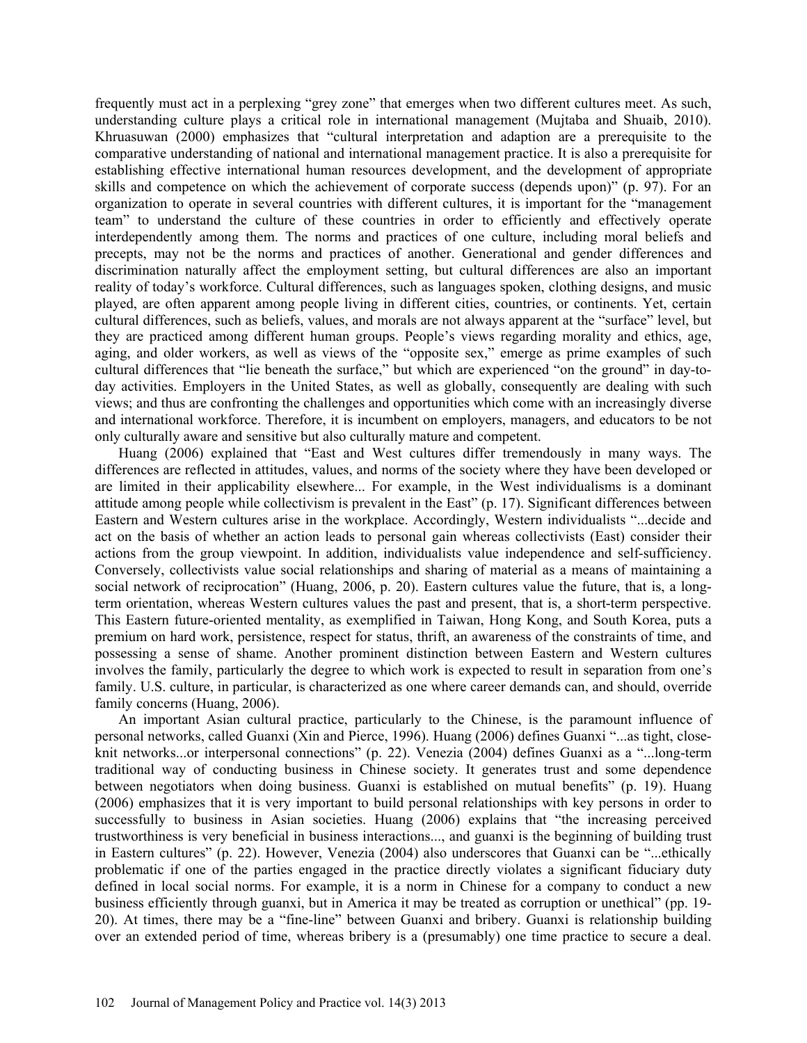frequently must act in a perplexing "grey zone" that emerges when two different cultures meet. As such, understanding culture plays a critical role in international management (Mujtaba and Shuaib, 2010). Khruasuwan (2000) emphasizes that "cultural interpretation and adaption are a prerequisite to the comparative understanding of national and international management practice. It is also a prerequisite for establishing effective international human resources development, and the development of appropriate skills and competence on which the achievement of corporate success (depends upon)" (p. 97). For an organization to operate in several countries with different cultures, it is important for the "management team" to understand the culture of these countries in order to efficiently and effectively operate interdependently among them. The norms and practices of one culture, including moral beliefs and precepts, may not be the norms and practices of another. Generational and gender differences and discrimination naturally affect the employment setting, but cultural differences are also an important reality of today's workforce. Cultural differences, such as languages spoken, clothing designs, and music played, are often apparent among people living in different cities, countries, or continents. Yet, certain cultural differences, such as beliefs, values, and morals are not always apparent at the "surface" level, but they are practiced among different human groups. People's views regarding morality and ethics, age, aging, and older workers, as well as views of the "opposite sex," emerge as prime examples of such cultural differences that "lie beneath the surface," but which are experienced "on the ground" in day-to-day activities. Employers in the United States, as well as globally, consequently are dealing with such views; and thus are confronting the challenges and opportunities which come with an increasingly diverse and international workforce. Therefore, it is incumbent on employers, managers, and educators to be not only culturally aware and sensitive but also culturally mature and competent.

Huang (2006) explained that "East and West cultures differ tremendously in many ways. The differences are reflected in attitudes, values, and norms of the society where they have been developed or are limited in their applicability elsewhere... For example, in the West individualisms is a dominant attitude among people while collectivism is prevalent in the East" (p. 17). Significant differences between Eastern and Western cultures arise in the workplace. Accordingly, Western individualists "...decide and act on the basis of whether an action leads to personal gain whereas collectivists (East) consider their actions from the group viewpoint. In addition, individualists value independence and self-sufficiency. Conversely, collectivists value social relationships and sharing of material as a means of maintaining a social network of reciprocation" (Huang, 2006, p. 20). Eastern cultures value the future, that is, a long-term orientation, whereas Western cultures values the past and present, that is, a short-term perspective. This Eastern future-oriented mentality, as exemplified in Taiwan, Hong Kong, and South Korea, puts a premium on hard work, persistence, respect for status, thrift, an awareness of the constraints of time, and possessing a sense of shame. Another prominent distinction between Eastern and Western cultures involves the family, particularly the degree to which work is expected to result in separation from one's family. U.S. culture, in particular, is characterized as one where career demands can, and should, override family concerns (Huang, 2006).

An important Asian cultural practice, particularly to the Chinese, is the paramount influence of personal networks, called Guanxi (Xin and Pierce, 1996). Huang (2006) defines Guanxi "...as tight, close-knit networks...or interpersonal connections" (p. 22). Venezia (2004) defines Guanxi as a "...long-term traditional way of conducting business in Chinese society. It generates trust and some dependence between negotiators when doing business. Guanxi is established on mutual benefits" (p. 19). Huang (2006) emphasizes that it is very important to build personal relationships with key persons in order to successfully to business in Asian societies. Huang (2006) explains that "the increasing perceived trustworthiness is very beneficial in business interactions..., and guanxi is the beginning of building trust in Eastern cultures" (p. 22). However, Venezia (2004) also underscores that Guanxi can be "...ethically problematic if one of the parties engaged in the practice directly violates a significant fiduciary duty defined in local social norms. For example, it is a norm in Chinese for a company to conduct a new business efficiently through guanxi, but in America it may be treated as corruption or unethical" (pp. 19-20). At times, there may be a "fine-line" between Guanxi and bribery. Guanxi is relationship building over an extended period of time, whereas bribery is a (presumably) one time practice to secure a deal.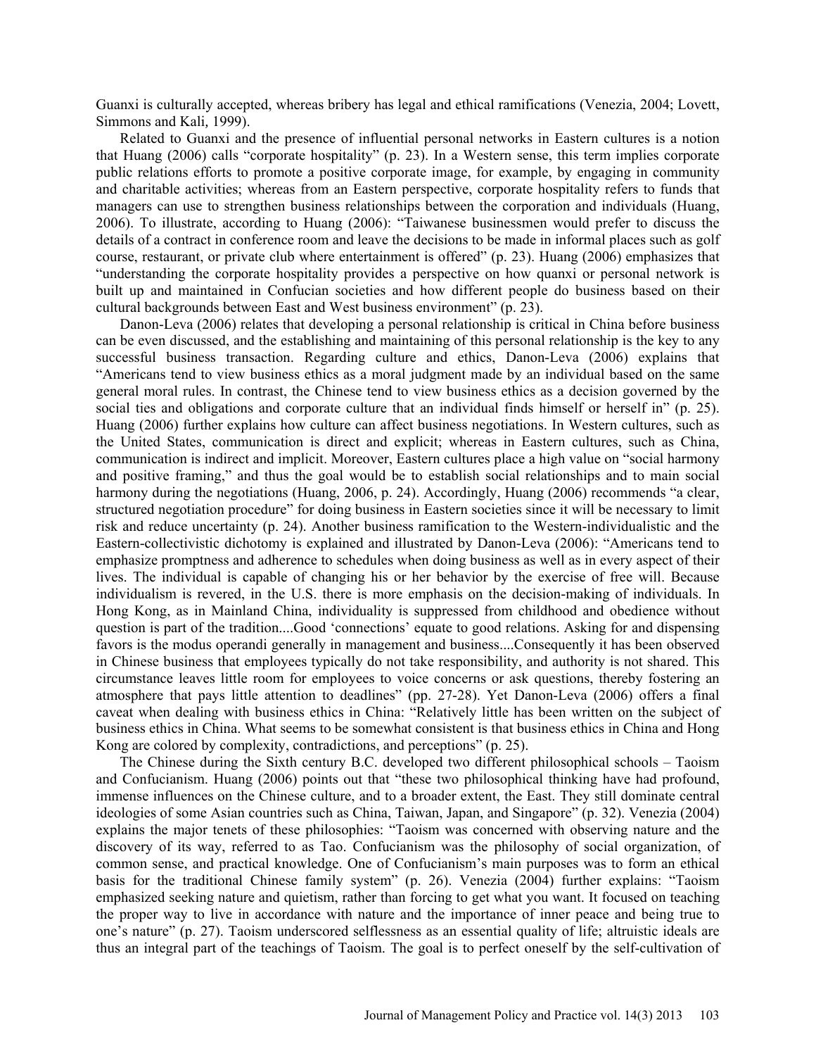Guanxi is culturally accepted, whereas bribery has legal and ethical ramifications (Venezia, 2004; Lovett, Simmons and Kali, 1999).

Related to Guanxi and the presence of influential personal networks in Eastern cultures is a notion that Huang (2006) calls "corporate hospitality" (p. 23). In a Western sense, this term implies corporate public relations efforts to promote a positive corporate image, for example, by engaging in community and charitable activities; whereas from an Eastern perspective, corporate hospitality refers to funds that managers can use to strengthen business relationships between the corporation and individuals (Huang, 2006). To illustrate, according to Huang (2006): "Taiwanese businessmen would prefer to discuss the details of a contract in conference room and leave the decisions to be made in informal places such as golf course, restaurant, or private club where entertainment is offered" (p. 23). Huang (2006) emphasizes that "understanding the corporate hospitality provides a perspective on how quanxi or personal network is built up and maintained in Confucian societies and how different people do business based on their cultural backgrounds between East and West business environment" (p. 23).

Danon-Leva (2006) relates that developing a personal relationship is critical in China before business can be even discussed, and the establishing and maintaining of this personal relationship is the key to any successful business transaction. Regarding culture and ethics, Danon-Leva (2006) explains that "Americans tend to view business ethics as a moral judgment made by an individual based on the same general moral rules. In contrast, the Chinese tend to view business ethics as a decision governed by the social ties and obligations and corporate culture that an individual finds himself or herself in" (p. 25). Huang (2006) further explains how culture can affect business negotiations. In Western cultures, such as the United States, communication is direct and explicit; whereas in Eastern cultures, such as China, communication is indirect and implicit. Moreover, Eastern cultures place a high value on "social harmony and positive framing," and thus the goal would be to establish social relationships and to main social harmony during the negotiations (Huang, 2006, p. 24). Accordingly, Huang (2006) recommends "a clear, structured negotiation procedure" for doing business in Eastern societies since it will be necessary to limit risk and reduce uncertainty (p. 24). Another business ramification to the Western-individualistic and the Eastern-collectivistic dichotomy is explained and illustrated by Danon-Leva (2006): "Americans tend to emphasize promptness and adherence to schedules when doing business as well as in every aspect of their lives. The individual is capable of changing his or her behavior by the exercise of free will. Because individualism is revered, in the U.S. there is more emphasis on the decision-making of individuals. In Hong Kong, as in Mainland China, individuality is suppressed from childhood and obedience without question is part of the tradition....Good 'connections' equate to good relations. Asking for and dispensing favors is the modus operandi generally in management and business....Consequently it has been observed in Chinese business that employees typically do not take responsibility, and authority is not shared. This circumstance leaves little room for employees to voice concerns or ask questions, thereby fostering an atmosphere that pays little attention to deadlines" (pp. 27-28). Yet Danon-Leva (2006) offers a final caveat when dealing with business ethics in China: "Relatively little has been written on the subject of business ethics in China. What seems to be somewhat consistent is that business ethics in China and Hong Kong are colored by complexity, contradictions, and perceptions" (p. 25).

The Chinese during the Sixth century B.C. developed two different philosophical schools – Taoism and Confucianism. Huang (2006) points out that "these two philosophical thinking have had profound, immense influences on the Chinese culture, and to a broader extent, the East. They still dominate central ideologies of some Asian countries such as China, Taiwan, Japan, and Singapore" (p. 32). Venezia (2004) explains the major tenets of these philosophies: "Taoism was concerned with observing nature and the discovery of its way, referred to as Tao. Confucianism was the philosophy of social organization, of common sense, and practical knowledge. One of Confucianism's main purposes was to form an ethical basis for the traditional Chinese family system" (p. 26). Venezia (2004) further explains: "Taoism emphasized seeking nature and quietism, rather than forcing to get what you want. It focused on teaching the proper way to live in accordance with nature and the importance of inner peace and being true to one's nature" (p. 27). Taoism underscored selflessness as an essential quality of life; altruistic ideals are thus an integral part of the teachings of Taoism. The goal is to perfect oneself by the self-cultivation of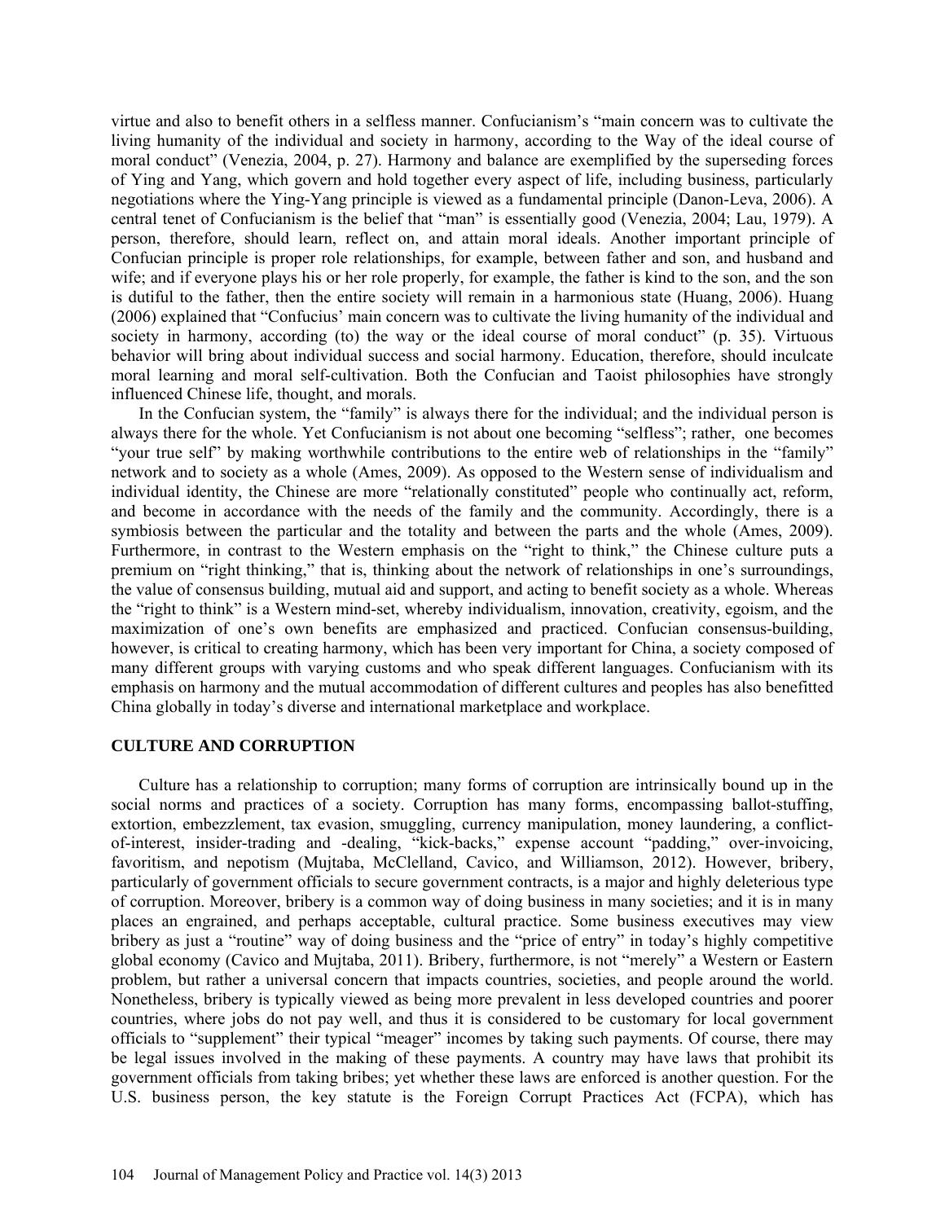virtue and also to benefit others in a selfless manner. Confucianism's "main concern was to cultivate the living humanity of the individual and society in harmony, according to the Way of the ideal course of moral conduct" (Venezia, 2004, p. 27). Harmony and balance are exemplified by the superseding forces of Ying and Yang, which govern and hold together every aspect of life, including business, particularly negotiations where the Ying-Yang principle is viewed as a fundamental principle (Danon-Leva, 2006). A central tenet of Confucianism is the belief that "man" is essentially good (Venezia, 2004; Lau, 1979). A person, therefore, should learn, reflect on, and attain moral ideals. Another important principle of Confucian principle is proper role relationships, for example, between father and son, and husband and wife; and if everyone plays his or her role properly, for example, the father is kind to the son, and the son is dutiful to the father, then the entire society will remain in a harmonious state (Huang, 2006). Huang (2006) explained that "Confucius' main concern was to cultivate the living humanity of the individual and society in harmony, according (to) the way or the ideal course of moral conduct" (p. 35). Virtuous behavior will bring about individual success and social harmony. Education, therefore, should inculcate moral learning and moral self-cultivation. Both the Confucian and Taoist philosophies have strongly influenced Chinese life, thought, and morals.

In the Confucian system, the "family" is always there for the individual; and the individual person is always there for the whole. Yet Confucianism is not about one becoming "selfless"; rather, one becomes "your true self" by making worthwhile contributions to the entire web of relationships in the "family" network and to society as a whole (Ames, 2009). As opposed to the Western sense of individualism and individual identity, the Chinese are more "relationally constituted" people who continually act, reform, and become in accordance with the needs of the family and the community. Accordingly, there is a symbiosis between the particular and the totality and between the parts and the whole (Ames, 2009). Furthermore, in contrast to the Western emphasis on the "right to think," the Chinese culture puts a premium on "right thinking," that is, thinking about the network of relationships in one's surroundings, the value of consensus building, mutual aid and support, and acting to benefit society as a whole. Whereas the "right to think" is a Western mind-set, whereby individualism, innovation, creativity, egoism, and the maximization of one's own benefits are emphasized and practiced. Confucian consensus-building, however, is critical to creating harmony, which has been very important for China, a society composed of many different groups with varying customs and who speak different languages. Confucianism with its emphasis on harmony and the mutual accommodation of different cultures and peoples has also benefitted China globally in today's diverse and international marketplace and workplace.

## CULTURE AND CORRUPTION

Culture has a relationship to corruption; many forms of corruption are intrinsically bound up in the social norms and practices of a society. Corruption has many forms, encompassing ballot-stuffing, extortion, embezzlement, tax evasion, smuggling, currency manipulation, money laundering, a conflict-of-interest, insider-trading and -dealing, "kick-backs," expense account "padding," over-invoicing, favoritism, and nepotism (Mujtaba, McClelland, Cavico, and Williamson, 2012). However, bribery, particularly of government officials to secure government contracts, is a major and highly deleterious type of corruption. Moreover, bribery is a common way of doing business in many societies; and it is in many places an engrained, and perhaps acceptable, cultural practice. Some business executives may view bribery as just a "routine" way of doing business and the "price of entry" in today's highly competitive global economy (Cavico and Mujtaba, 2011). Bribery, furthermore, is not "merely" a Western or Eastern problem, but rather a universal concern that impacts countries, societies, and people around the world. Nonetheless, bribery is typically viewed as being more prevalent in less developed countries and poorer countries, where jobs do not pay well, and thus it is considered to be customary for local government officials to "supplement" their typical "meager" incomes by taking such payments. Of course, there may be legal issues involved in the making of these payments. A country may have laws that prohibit its government officials from taking bribes; yet whether these laws are enforced is another question. For the U.S. business person, the key statute is the Foreign Corrupt Practices Act (FCPA), which has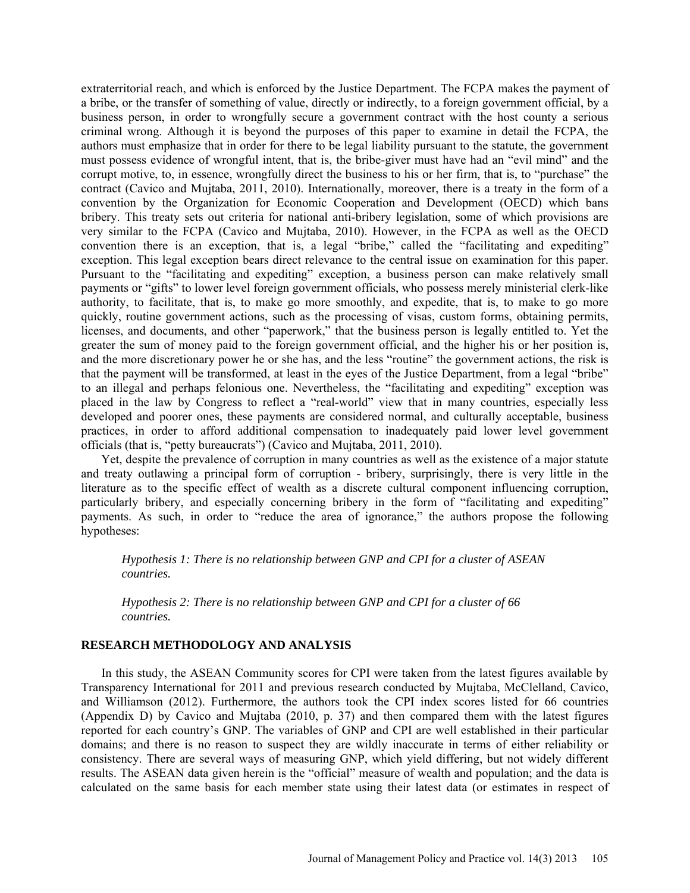extraterritorial reach, and which is enforced by the Justice Department. The FCPA makes the payment of a bribe, or the transfer of something of value, directly or indirectly, to a foreign government official, by a business person, in order to wrongfully secure a government contract with the host county a serious criminal wrong. Although it is beyond the purposes of this paper to examine in detail the FCPA, the authors must emphasize that in order for there to be legal liability pursuant to the statute, the government must possess evidence of wrongful intent, that is, the bribe-giver must have had an "evil mind" and the corrupt motive, to, in essence, wrongfully direct the business to his or her firm, that is, to "purchase" the contract (Cavico and Mujtaba, 2011, 2010). Internationally, moreover, there is a treaty in the form of a convention by the Organization for Economic Cooperation and Development (OECD) which bans bribery. This treaty sets out criteria for national anti-bribery legislation, some of which provisions are very similar to the FCPA (Cavico and Mujtaba, 2010). However, in the FCPA as well as the OECD convention there is an exception, that is, a legal "bribe," called the "facilitating and expediting" exception. This legal exception bears direct relevance to the central issue on examination for this paper. Pursuant to the "facilitating and expediting" exception, a business person can make relatively small payments or "gifts" to lower level foreign government officials, who possess merely ministerial clerk-like authority, to facilitate, that is, to make go more smoothly, and expedite, that is, to make to go more quickly, routine government actions, such as the processing of visas, custom forms, obtaining permits, licenses, and documents, and other "paperwork," that the business person is legally entitled to. Yet the greater the sum of money paid to the foreign government official, and the higher his or her position is, and the more discretionary power he or she has, and the less "routine" the government actions, the risk is that the payment will be transformed, at least in the eyes of the Justice Department, from a legal "bribe" to an illegal and perhaps felonious one. Nevertheless, the "facilitating and expediting" exception was placed in the law by Congress to reflect a "real-world" view that in many countries, especially less developed and poorer ones, these payments are considered normal, and culturally acceptable, business practices, in order to afford additional compensation to inadequately paid lower level government officials (that is, "petty bureaucrats") (Cavico and Mujtaba, 2011, 2010).

Yet, despite the prevalence of corruption in many countries as well as the existence of a major statute and treaty outlawing a principal form of corruption - bribery, surprisingly, there is very little in the literature as to the specific effect of wealth as a discrete cultural component influencing corruption, particularly bribery, and especially concerning bribery in the form of "facilitating and expediting" payments. As such, in order to "reduce the area of ignorance," the authors propose the following hypotheses:

*Hypothesis 1: There is no relationship between GNP and CPI for a cluster of ASEAN countries.*

*Hypothesis 2: There is no relationship between GNP and CPI for a cluster of 66 countries.*

## RESEARCH METHODOLOGY AND ANALYSIS

In this study, the ASEAN Community scores for CPI were taken from the latest figures available by Transparency International for 2011 and previous research conducted by Mujtaba, McClelland, Cavico, and Williamson (2012). Furthermore, the authors took the CPI index scores listed for 66 countries (Appendix D) by Cavico and Mujtaba (2010, p. 37) and then compared them with the latest figures reported for each country's GNP. The variables of GNP and CPI are well established in their particular domains; and there is no reason to suspect they are wildly inaccurate in terms of either reliability or consistency. There are several ways of measuring GNP, which yield differing, but not widely different results. The ASEAN data given herein is the "official" measure of wealth and population; and the data is calculated on the same basis for each member state using their latest data (or estimates in respect of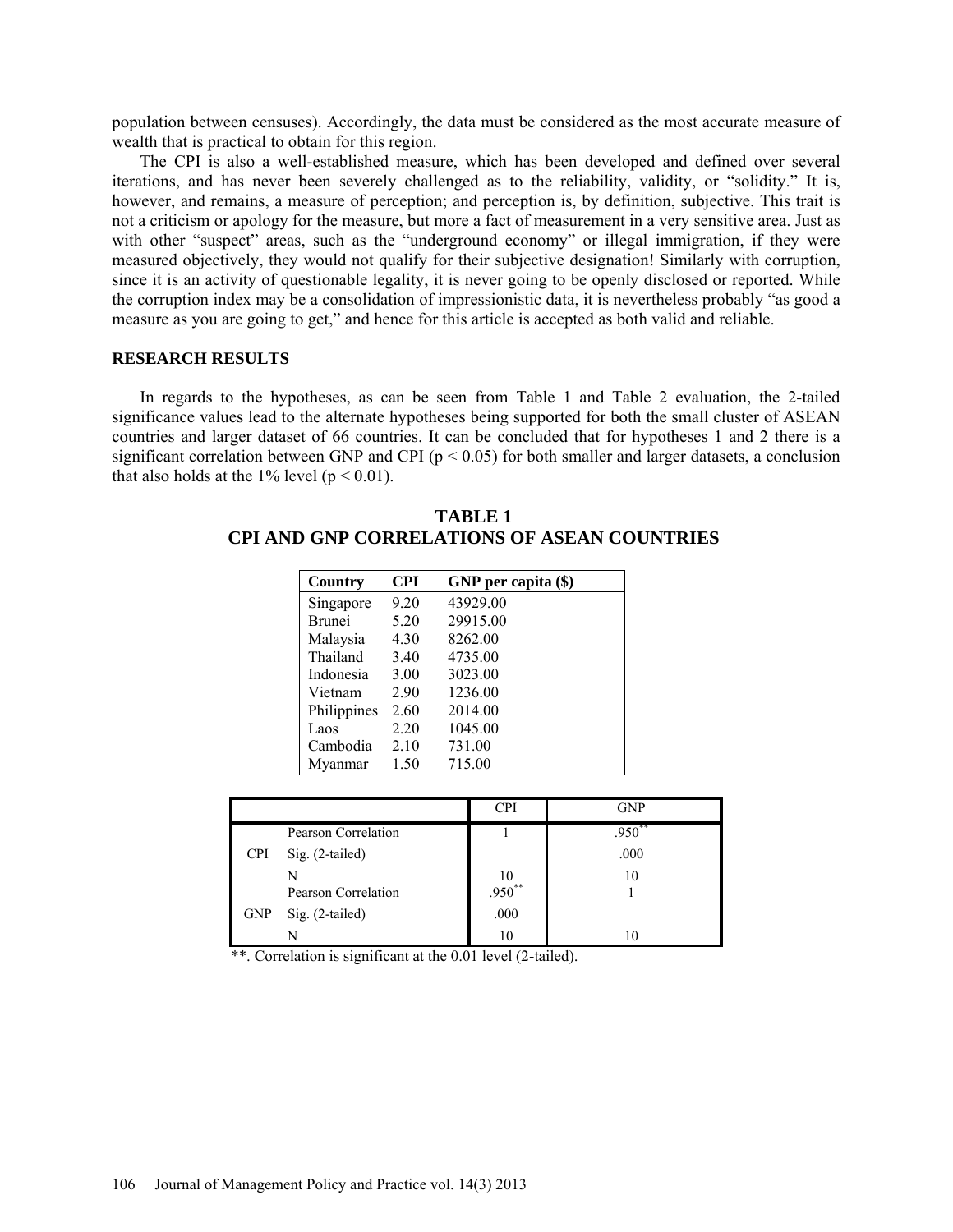population between censuses). Accordingly, the data must be considered as the most accurate measure of wealth that is practical to obtain for this region.

The CPI is also a well-established measure, which has been developed and defined over several iterations, and has never been severely challenged as to the reliability, validity, or "solidity." It is, however, and remains, a measure of perception; and perception is, by definition, subjective. This trait is not a criticism or apology for the measure, but more a fact of measurement in a very sensitive area. Just as with other "suspect" areas, such as the "underground economy" or illegal immigration, if they were measured objectively, they would not qualify for their subjective designation! Similarly with corruption, since it is an activity of questionable legality, it is never going to be openly disclosed or reported. While the corruption index may be a consolidation of impressionistic data, it is nevertheless probably "as good a measure as you are going to get," and hence for this article is accepted as both valid and reliable.

## RESEARCH RESULTS

In regards to the hypotheses, as can be seen from Table 1 and Table 2 evaluation, the 2-tailed significance values lead to the alternate hypotheses being supported for both the small cluster of ASEAN countries and larger dataset of 66 countries. It can be concluded that for hypotheses 1 and 2 there is a significant correlation between GNP and CPI ($p < 0.05$) for both smaller and larger datasets, a conclusion that also holds at the 1% level ($p < 0.01$).

### TABLE 1
### CPI AND GNP CORRELATIONS OF ASEAN COUNTRIES

| Country | CPI | GNP per capita ($) |
|---|---|---|
| Singapore | 9.20 | 43929.00 |
| Brunei | 5.20 | 29915.00 |
| Malaysia | 4.30 | 8262.00 |
| Thailand | 3.40 | 4735.00 |
| Indonesia | 3.00 | 3023.00 |
| Vietnam | 2.90 | 1236.00 |
| Philippines | 2.60 | 2014.00 |
| Laos | 2.20 | 1045.00 |
| Cambodia | 2.10 | 731.00 |
| Myanmar | 1.50 | 715.00 |

| | | CPI | GNP |
|---|---|---|---|
| CPI | Pearson Correlation | 1 | .950** |
| | Sig. (2-tailed) | | .000 |
| | N | 10 | 10 |
| GNP | Pearson Correlation | .950** | 1 |
| | Sig. (2-tailed) | .000 | |
| | N | 10 | 10 |

**. Correlation is significant at the 0.01 level (2-tailed).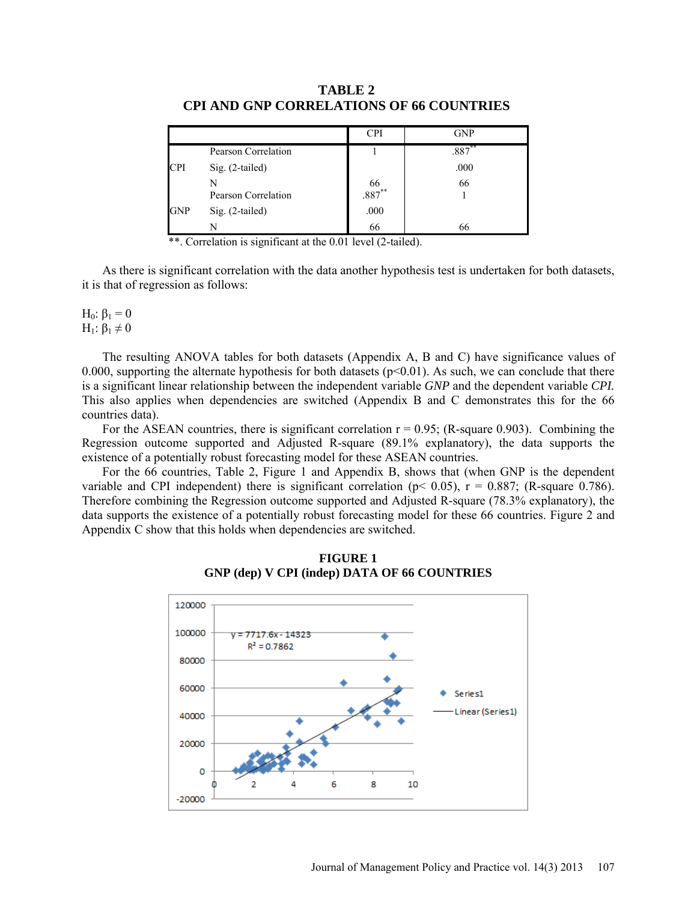**TABLE 2**
**CPI AND GNP CORRELATIONS OF 66 COUNTRIES**

| | | CPI | GNP |
|---|---|---|---|
| CPI | Pearson Correlation | 1 | .887** |
| | Sig. (2-tailed) | | .000 |
| | N | 66 | 66 |
| GNP | Pearson Correlation | .887** | 1 |
| | Sig. (2-tailed) | .000 | |
| | N | 66 | 66 |

**. Correlation is significant at the 0.01 level (2-tailed).

As there is significant correlation with the data another hypothesis test is undertaken for both datasets, it is that of regression as follows:

$H_0$: $\beta_1 = 0$
$H_1$: $\beta_1 \neq 0$

The resulting ANOVA tables for both datasets (Appendix A, B and C) have significance values of 0.000, supporting the alternate hypothesis for both datasets ($p<0.01$). As such, we can conclude that there is a significant linear relationship between the independent variable *GNP* and the dependent variable *CPI.* This also applies when dependencies are switched (Appendix B and C demonstrates this for the 66 countries data).

For the ASEAN countries, there is significant correlation $r = 0.95$; (R-square 0.903). Combining the Regression outcome supported and Adjusted R-square (89.1% explanatory), the data supports the existence of a potentially robust forecasting model for these ASEAN countries.

For the 66 countries, Table 2, Figure 1 and Appendix B, shows that (when GNP is the dependent variable and CPI independent) there is significant correlation ($p< 0.05$), $r = 0.887$; (R-square 0.786). Therefore combining the Regression outcome supported and Adjusted R-square (78.3% explanatory), the data supports the existence of a potentially robust forecasting model for these 66 countries. Figure 2 and Appendix C show that this holds when dependencies are switched.

**FIGURE 1**
**GNP (dep) V CPI (indep) DATA OF 66 COUNTRIES**

$y = 7717.6x - 14323$
$R^2 = 0.7862$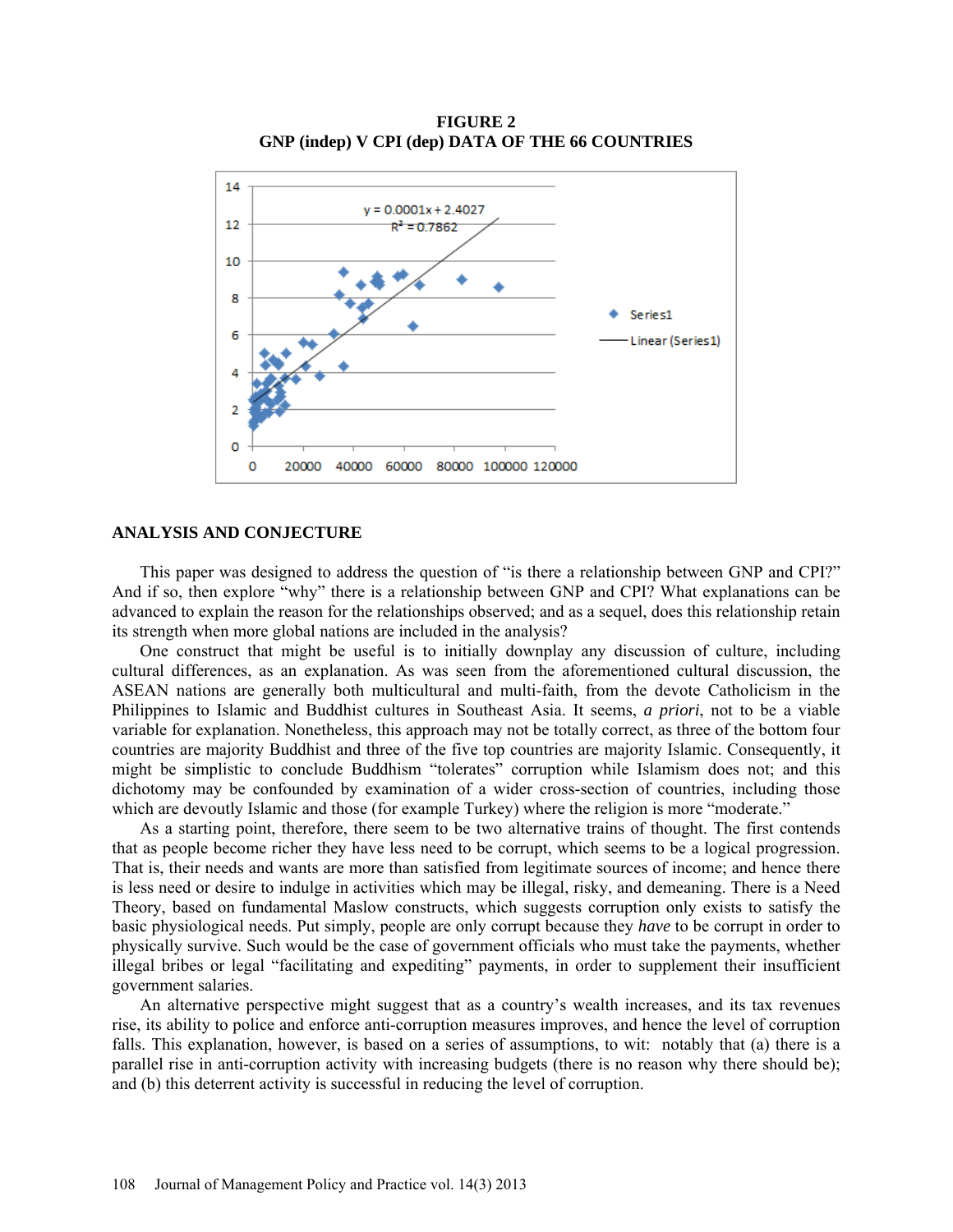**FIGURE 2**
**GNP (indep) V CPI (dep) DATA OF THE 66 COUNTRIES**

## ANALYSIS AND CONJECTURE

This paper was designed to address the question of "is there a relationship between GNP and CPI?" And if so, then explore "why" there is a relationship between GNP and CPI? What explanations can be advanced to explain the reason for the relationships observed; and as a sequel, does this relationship retain its strength when more global nations are included in the analysis?

One construct that might be useful is to initially downplay any discussion of culture, including cultural differences, as an explanation. As was seen from the aforementioned cultural discussion, the ASEAN nations are generally both multicultural and multi-faith, from the devote Catholicism in the Philippines to Islamic and Buddhist cultures in Southeast Asia. It seems, *a priori*, not to be a viable variable for explanation. Nonetheless, this approach may not be totally correct, as three of the bottom four countries are majority Buddhist and three of the five top countries are majority Islamic. Consequently, it might be simplistic to conclude Buddhism "tolerates" corruption while Islamism does not; and this dichotomy may be confounded by examination of a wider cross-section of countries, including those which are devoutly Islamic and those (for example Turkey) where the religion is more "moderate."

As a starting point, therefore, there seem to be two alternative trains of thought. The first contends that as people become richer they have less need to be corrupt, which seems to be a logical progression. That is, their needs and wants are more than satisfied from legitimate sources of income; and hence there is less need or desire to indulge in activities which may be illegal, risky, and demeaning. There is a Need Theory, based on fundamental Maslow constructs, which suggests corruption only exists to satisfy the basic physiological needs. Put simply, people are only corrupt because they *have* to be corrupt in order to physically survive. Such would be the case of government officials who must take the payments, whether illegal bribes or legal "facilitating and expediting" payments, in order to supplement their insufficient government salaries.

An alternative perspective might suggest that as a country's wealth increases, and its tax revenues rise, its ability to police and enforce anti-corruption measures improves, and hence the level of corruption falls. This explanation, however, is based on a series of assumptions, to wit: notably that (a) there is a parallel rise in anti-corruption activity with increasing budgets (there is no reason why there should be); and (b) this deterrent activity is successful in reducing the level of corruption.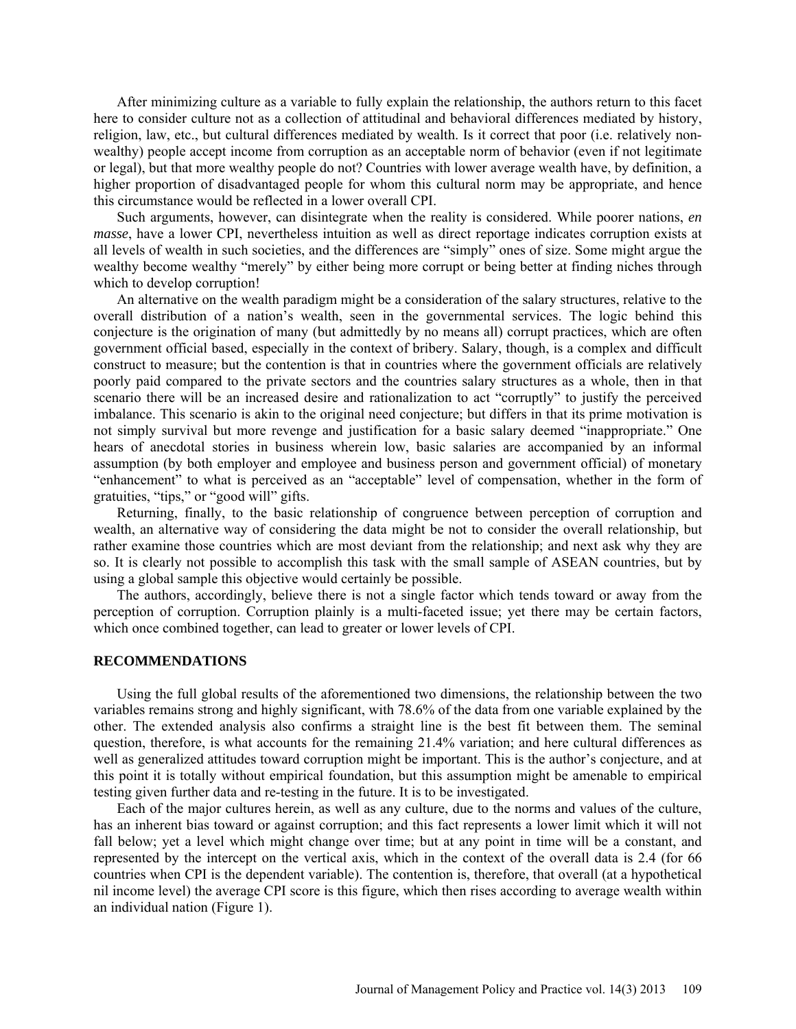After minimizing culture as a variable to fully explain the relationship, the authors return to this facet here to consider culture not as a collection of attitudinal and behavioral differences mediated by history, religion, law, etc., but cultural differences mediated by wealth. Is it correct that poor (i.e. relatively non-wealthy) people accept income from corruption as an acceptable norm of behavior (even if not legitimate or legal), but that more wealthy people do not? Countries with lower average wealth have, by definition, a higher proportion of disadvantaged people for whom this cultural norm may be appropriate, and hence this circumstance would be reflected in a lower overall CPI.

Such arguments, however, can disintegrate when the reality is considered. While poorer nations, *en masse*, have a lower CPI, nevertheless intuition as well as direct reportage indicates corruption exists at all levels of wealth in such societies, and the differences are "simply" ones of size. Some might argue the wealthy become wealthy "merely" by either being more corrupt or being better at finding niches through which to develop corruption!

An alternative on the wealth paradigm might be a consideration of the salary structures, relative to the overall distribution of a nation's wealth, seen in the governmental services. The logic behind this conjecture is the origination of many (but admittedly by no means all) corrupt practices, which are often government official based, especially in the context of bribery. Salary, though, is a complex and difficult construct to measure; but the contention is that in countries where the government officials are relatively poorly paid compared to the private sectors and the countries salary structures as a whole, then in that scenario there will be an increased desire and rationalization to act "corruptly" to justify the perceived imbalance. This scenario is akin to the original need conjecture; but differs in that its prime motivation is not simply survival but more revenge and justification for a basic salary deemed "inappropriate." One hears of anecdotal stories in business wherein low, basic salaries are accompanied by an informal assumption (by both employer and employee and business person and government official) of monetary "enhancement" to what is perceived as an "acceptable" level of compensation, whether in the form of gratuities, "tips," or "good will" gifts.

Returning, finally, to the basic relationship of congruence between perception of corruption and wealth, an alternative way of considering the data might be not to consider the overall relationship, but rather examine those countries which are most deviant from the relationship; and next ask why they are so. It is clearly not possible to accomplish this task with the small sample of ASEAN countries, but by using a global sample this objective would certainly be possible.

The authors, accordingly, believe there is not a single factor which tends toward or away from the perception of corruption. Corruption plainly is a multi-faceted issue; yet there may be certain factors, which once combined together, can lead to greater or lower levels of CPI.

## RECOMMENDATIONS

Using the full global results of the aforementioned two dimensions, the relationship between the two variables remains strong and highly significant, with 78.6% of the data from one variable explained by the other. The extended analysis also confirms a straight line is the best fit between them. The seminal question, therefore, is what accounts for the remaining 21.4% variation; and here cultural differences as well as generalized attitudes toward corruption might be important. This is the author's conjecture, and at this point it is totally without empirical foundation, but this assumption might be amenable to empirical testing given further data and re-testing in the future. It is to be investigated.

Each of the major cultures herein, as well as any culture, due to the norms and values of the culture, has an inherent bias toward or against corruption; and this fact represents a lower limit which it will not fall below; yet a level which might change over time; but at any point in time will be a constant, and represented by the intercept on the vertical axis, which in the context of the overall data is 2.4 (for 66 countries when CPI is the dependent variable). The contention is, therefore, that overall (at a hypothetical nil income level) the average CPI score is this figure, which then rises according to average wealth within an individual nation (Figure 1).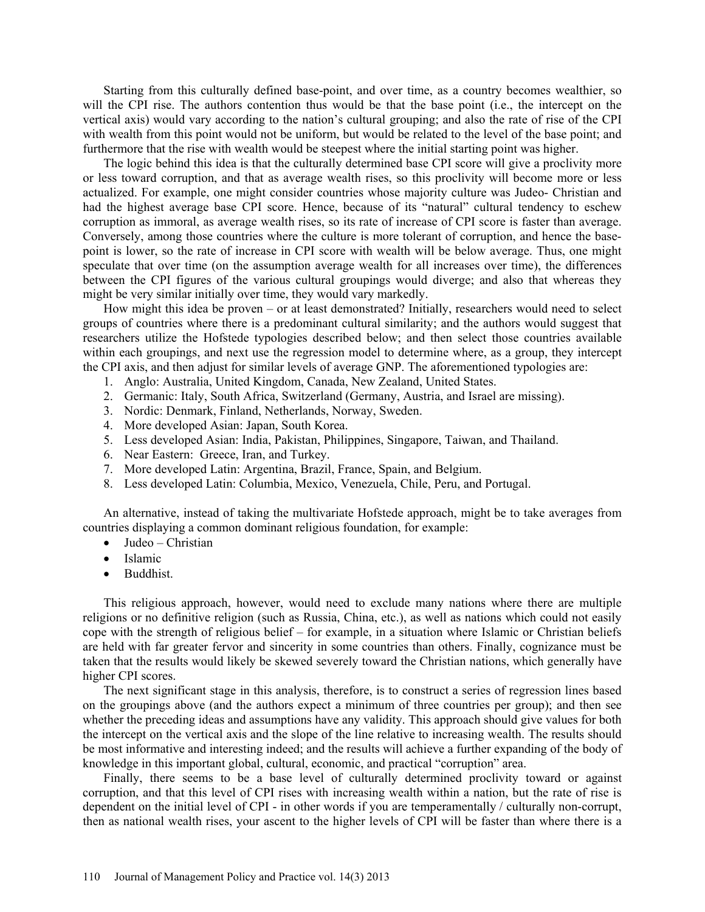Starting from this culturally defined base-point, and over time, as a country becomes wealthier, so will the CPI rise. The authors contention thus would be that the base point (i.e., the intercept on the vertical axis) would vary according to the nation's cultural grouping; and also the rate of rise of the CPI with wealth from this point would not be uniform, but would be related to the level of the base point; and furthermore that the rise with wealth would be steepest where the initial starting point was higher.

The logic behind this idea is that the culturally determined base CPI score will give a proclivity more or less toward corruption, and that as average wealth rises, so this proclivity will become more or less actualized. For example, one might consider countries whose majority culture was Judeo- Christian and had the highest average base CPI score. Hence, because of its "natural" cultural tendency to eschew corruption as immoral, as average wealth rises, so its rate of increase of CPI score is faster than average. Conversely, among those countries where the culture is more tolerant of corruption, and hence the base-point is lower, so the rate of increase in CPI score with wealth will be below average. Thus, one might speculate that over time (on the assumption average wealth for all increases over time), the differences between the CPI figures of the various cultural groupings would diverge; and also that whereas they might be very similar initially over time, they would vary markedly.

How might this idea be proven – or at least demonstrated? Initially, researchers would need to select groups of countries where there is a predominant cultural similarity; and the authors would suggest that researchers utilize the Hofstede typologies described below; and then select those countries available within each groupings, and next use the regression model to determine where, as a group, they intercept the CPI axis, and then adjust for similar levels of average GNP. The aforementioned typologies are:

1. Anglo: Australia, United Kingdom, Canada, New Zealand, United States.
2. Germanic: Italy, South Africa, Switzerland (Germany, Austria, and Israel are missing).
3. Nordic: Denmark, Finland, Netherlands, Norway, Sweden.
4. More developed Asian: Japan, South Korea.
5. Less developed Asian: India, Pakistan, Philippines, Singapore, Taiwan, and Thailand.
6. Near Eastern: Greece, Iran, and Turkey.
7. More developed Latin: Argentina, Brazil, France, Spain, and Belgium.
8. Less developed Latin: Columbia, Mexico, Venezuela, Chile, Peru, and Portugal.

An alternative, instead of taking the multivariate Hofstede approach, might be to take averages from countries displaying a common dominant religious foundation, for example:

- Judeo – Christian
- Islamic
- Buddhist.

This religious approach, however, would need to exclude many nations where there are multiple religions or no definitive religion (such as Russia, China, etc.), as well as nations which could not easily cope with the strength of religious belief – for example, in a situation where Islamic or Christian beliefs are held with far greater fervor and sincerity in some countries than others. Finally, cognizance must be taken that the results would likely be skewed severely toward the Christian nations, which generally have higher CPI scores.

The next significant stage in this analysis, therefore, is to construct a series of regression lines based on the groupings above (and the authors expect a minimum of three countries per group); and then see whether the preceding ideas and assumptions have any validity. This approach should give values for both the intercept on the vertical axis and the slope of the line relative to increasing wealth. The results should be most informative and interesting indeed; and the results will achieve a further expanding of the body of knowledge in this important global, cultural, economic, and practical "corruption" area.

Finally, there seems to be a base level of culturally determined proclivity toward or against corruption, and that this level of CPI rises with increasing wealth within a nation, but the rate of rise is dependent on the initial level of CPI - in other words if you are temperamentally / culturally non-corrupt, then as national wealth rises, your ascent to the higher levels of CPI will be faster than where there is a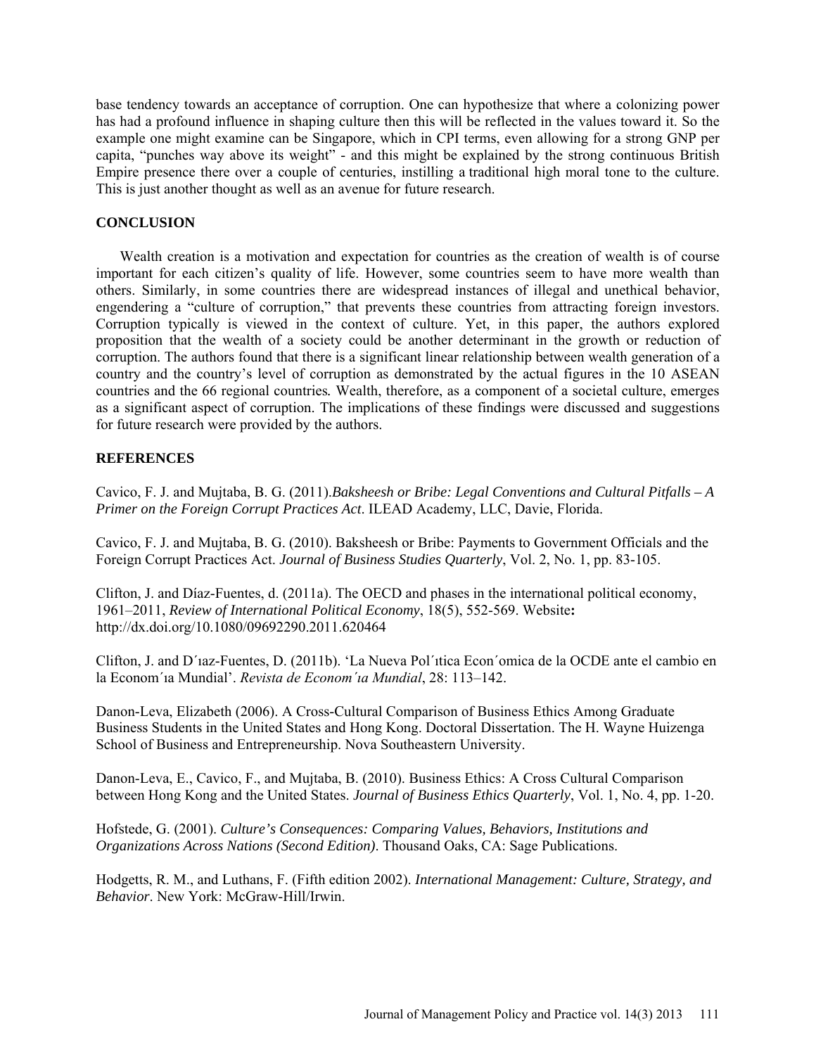base tendency towards an acceptance of corruption. One can hypothesize that where a colonizing power has had a profound influence in shaping culture then this will be reflected in the values toward it. So the example one might examine can be Singapore, which in CPI terms, even allowing for a strong GNP per capita, "punches way above its weight" - and this might be explained by the strong continuous British Empire presence there over a couple of centuries, instilling a traditional high moral tone to the culture. This is just another thought as well as an avenue for future research.

## CONCLUSION

Wealth creation is a motivation and expectation for countries as the creation of wealth is of course important for each citizen's quality of life. However, some countries seem to have more wealth than others. Similarly, in some countries there are widespread instances of illegal and unethical behavior, engendering a "culture of corruption," that prevents these countries from attracting foreign investors. Corruption typically is viewed in the context of culture. Yet, in this paper, the authors explored proposition that the wealth of a society could be another determinant in the growth or reduction of corruption. The authors found that there is a significant linear relationship between wealth generation of a country and the country's level of corruption as demonstrated by the actual figures in the 10 ASEAN countries and the 66 regional countries. Wealth, therefore, as a component of a societal culture, emerges as a significant aspect of corruption. The implications of these findings were discussed and suggestions for future research were provided by the authors.

## REFERENCES

Cavico, F. J. and Mujtaba, B. G. (2011).*Baksheesh or Bribe: Legal Conventions and Cultural Pitfalls – A Primer on the Foreign Corrupt Practices Act*. ILEAD Academy, LLC, Davie, Florida.

Cavico, F. J. and Mujtaba, B. G. (2010). Baksheesh or Bribe: Payments to Government Officials and the Foreign Corrupt Practices Act. *Journal of Business Studies Quarterly*, Vol. 2, No. 1, pp. 83-105.

Clifton, J. and Díaz-Fuentes, d. (2011a). The OECD and phases in the international political economy, 1961–2011, *Review of International Political Economy*, 18(5), 552-569. Website**:** http://dx.doi.org/10.1080/09692290.2011.620464

Clifton, J. and D´ıaz-Fuentes, D. (2011b). 'La Nueva Pol´ıtica Econ´omica de la OCDE ante el cambio en la Econom´ıa Mundial'. *Revista de Econom´ıa Mundial*, 28: 113–142.

Danon-Leva, Elizabeth (2006). A Cross-Cultural Comparison of Business Ethics Among Graduate Business Students in the United States and Hong Kong. Doctoral Dissertation. The H. Wayne Huizenga School of Business and Entrepreneurship. Nova Southeastern University.

Danon-Leva, E., Cavico, F., and Mujtaba, B. (2010). Business Ethics: A Cross Cultural Comparison between Hong Kong and the United States. *Journal of Business Ethics Quarterly*, Vol. 1, No. 4, pp. 1-20.

Hofstede, G. (2001). *Culture's Consequences: Comparing Values, Behaviors, Institutions and Organizations Across Nations (Second Edition)*. Thousand Oaks, CA: Sage Publications.

Hodgetts, R. M., and Luthans, F. (Fifth edition 2002). *International Management: Culture, Strategy, and Behavior*. New York: McGraw-Hill/Irwin.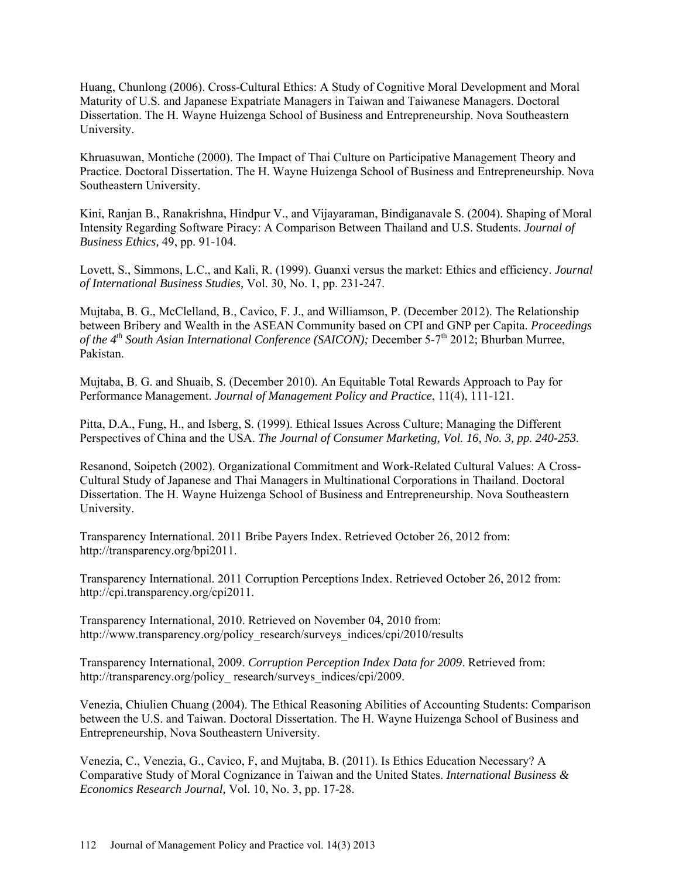Huang, Chunlong (2006). Cross-Cultural Ethics: A Study of Cognitive Moral Development and Moral Maturity of U.S. and Japanese Expatriate Managers in Taiwan and Taiwanese Managers. Doctoral Dissertation. The H. Wayne Huizenga School of Business and Entrepreneurship. Nova Southeastern University.

Khruasuwan, Montiche (2000). The Impact of Thai Culture on Participative Management Theory and Practice. Doctoral Dissertation. The H. Wayne Huizenga School of Business and Entrepreneurship. Nova Southeastern University.

Kini, Ranjan B., Ranakrishna, Hindpur V., and Vijayaraman, Bindiganavale S. (2004). Shaping of Moral Intensity Regarding Software Piracy: A Comparison Between Thailand and U.S. Students. *Journal of Business Ethics,* 49, pp. 91-104.

Lovett, S., Simmons, L.C., and Kali, R. (1999). Guanxi versus the market: Ethics and efficiency. *Journal of International Business Studies,* Vol. 30, No. 1, pp. 231-247.

Mujtaba, B. G., McClelland, B., Cavico, F. J., and Williamson, P. (December 2012). The Relationship between Bribery and Wealth in the ASEAN Community based on CPI and GNP per Capita. *Proceedings of the 4th South Asian International Conference (SAICON);* December 5-7th 2012; Bhurban Murree, Pakistan.

Mujtaba, B. G. and Shuaib, S. (December 2010). An Equitable Total Rewards Approach to Pay for Performance Management. *Journal of Management Policy and Practice*, 11(4), 111-121.

Pitta, D.A., Fung, H., and Isberg, S. (1999). Ethical Issues Across Culture; Managing the Different Perspectives of China and the USA. *The Journal of Consumer Marketing, Vol. 16, No. 3, pp. 240-253.*

Resanond, Soipetch (2002). Organizational Commitment and Work-Related Cultural Values: A Cross-Cultural Study of Japanese and Thai Managers in Multinational Corporations in Thailand. Doctoral Dissertation. The H. Wayne Huizenga School of Business and Entrepreneurship. Nova Southeastern University.

Transparency International. 2011 Bribe Payers Index. Retrieved October 26, 2012 from: http://transparency.org/bpi2011.

Transparency International. 2011 Corruption Perceptions Index. Retrieved October 26, 2012 from: http://cpi.transparency.org/cpi2011.

Transparency International, 2010. Retrieved on November 04, 2010 from: http://www.transparency.org/policy_research/surveys_indices/cpi/2010/results

Transparency International, 2009. *Corruption Perception Index Data for 2009*. Retrieved from: http://transparency.org/policy_ research/surveys_indices/cpi/2009.

Venezia, Chiulien Chuang (2004). The Ethical Reasoning Abilities of Accounting Students: Comparison between the U.S. and Taiwan. Doctoral Dissertation. The H. Wayne Huizenga School of Business and Entrepreneurship, Nova Southeastern University.

Venezia, C., Venezia, G., Cavico, F, and Mujtaba, B. (2011). Is Ethics Education Necessary? A Comparative Study of Moral Cognizance in Taiwan and the United States. *International Business & Economics Research Journal,* Vol. 10, No. 3, pp. 17-28.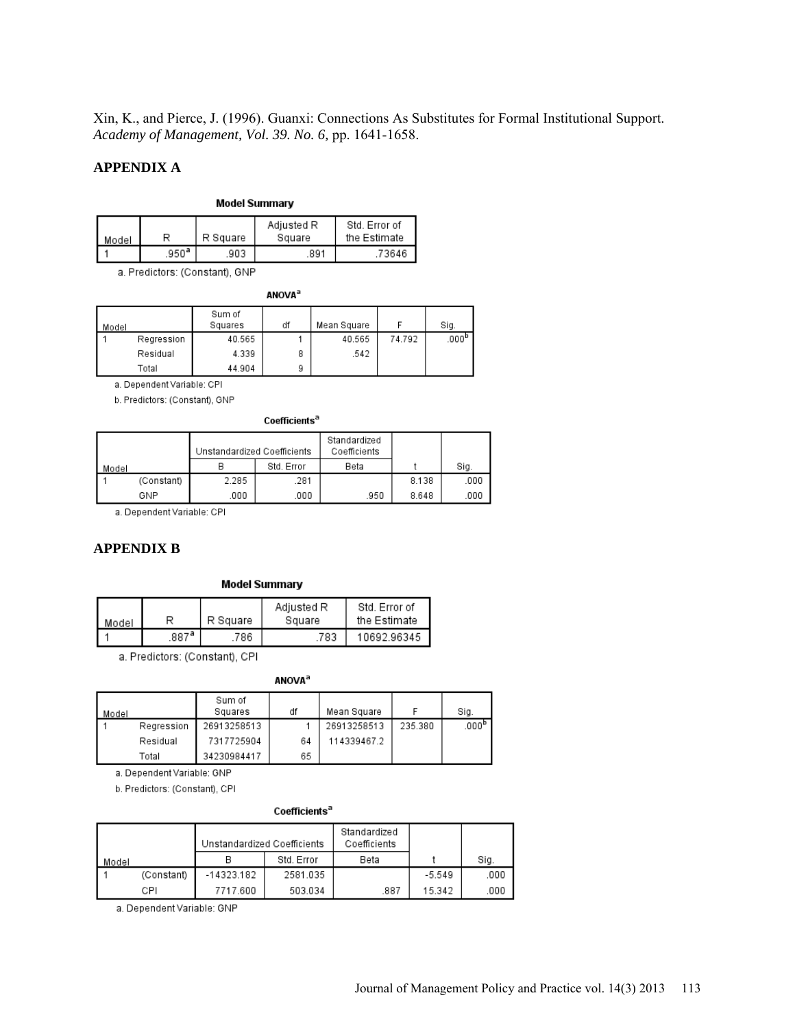Xin, K., and Pierce, J. (1996). Guanxi: Connections As Substitutes for Formal Institutional Support. *Academy of Management, Vol. 39. No. 6,* pp. 1641-1658.

## APPENDIX A

**Model Summary**

| Model | R | R Square | Adjusted R Square | Std. Error of the Estimate |
|---|---|---|---|---|
| 1 | .950[a] | .903 | .891 | .73646 |

a. Predictors: (Constant), GNP

**ANOVA[a]**

| Model | | Sum of Squares | df | Mean Square | F | Sig. |
|---|---|---|---|---|---|---|
| 1 | Regression | 40.565 | 1 | 40.565 | 74.792 | .000[b] |
| | Residual | 4.339 | 8 | .542 | | |
| | Total | 44.904 | 9 | | | |

a. Dependent Variable: CPI

b. Predictors: (Constant), GNP

**Coefficients[a]**

| Model | | Unstandardized Coefficients | | Standardized Coefficients | t | Sig. |
|---|---|---|---|---|---|---|
| | | B | Std. Error | Beta | | |
| 1 | (Constant) | 2.285 | .281 | | 8.138 | .000 |
| | GNP | .000 | .000 | .950 | 8.648 | .000 |

a. Dependent Variable: CPI

## APPENDIX B

**Model Summary**

| Model | R | R Square | Adjusted R Square | Std. Error of the Estimate |
|---|---|---|---|---|
| 1 | .887[a] | .786 | .783 | 10692.96345 |

a. Predictors: (Constant), CPI

**ANOVA[a]**

| Model | | Sum of Squares | df | Mean Square | F | Sig. |
|---|---|---|---|---|---|---|
| 1 | Regression | 26913258513 | 1 | 26913258513 | 235.380 | .000[b] |
| | Residual | 7317725904 | 64 | 114339467.2 | | |
| | Total | 34230984417 | 65 | | | |

a. Dependent Variable: GNP

b. Predictors: (Constant), CPI

**Coefficients[a]**

| Model | | Unstandardized Coefficients | | Standardized Coefficients | t | Sig. |
|---|---|---|---|---|---|---|
| | | B | Std. Error | Beta | | |
| 1 | (Constant) | -14323.182 | 2581.035 | | -5.549 | .000 |
| | CPI | 7717.600 | 503.034 | .887 | 15.342 | .000 |

a. Dependent Variable: GNP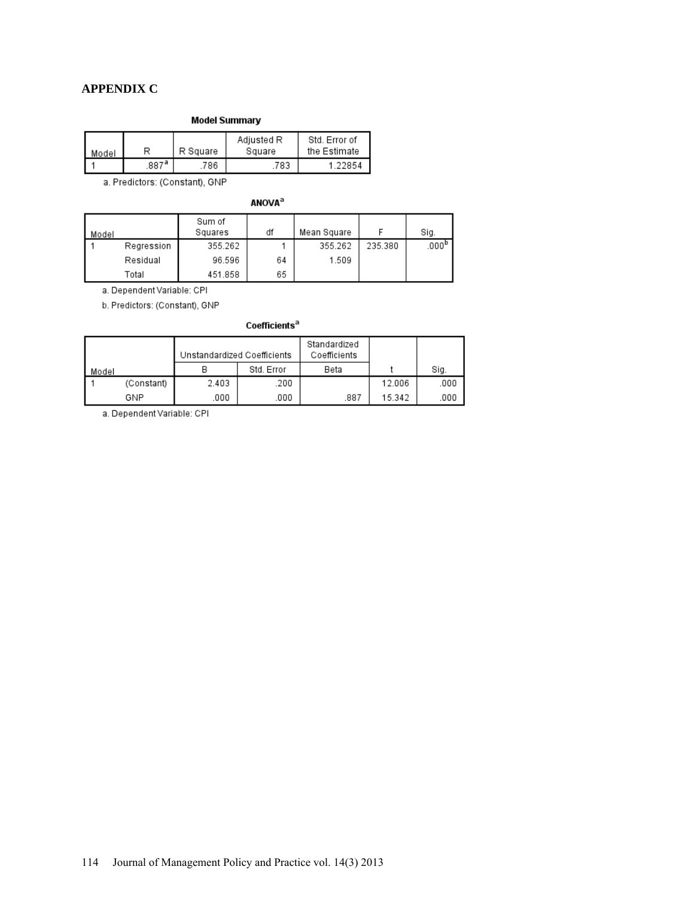## APPENDIX C

**Model Summary**

| Model | R | R Square | Adjusted R Square | Std. Error of the Estimate |
|---|---|---|---|---|
| 1 | .887[a] | .786 | .783 | 1.22854 |

a. Predictors: (Constant), GNP

**ANOVA[a]**

| Model | | Sum of Squares | df | Mean Square | F | Sig. |
|---|---|---|---|---|---|---|
| 1 | Regression | 355.262 | 1 | 355.262 | 235.380 | .000[b] |
| | Residual | 96.596 | 64 | 1.509 | | |
| | Total | 451.858 | 65 | | | |

a. Dependent Variable: CPI

b. Predictors: (Constant), GNP

**Coefficients[a]**

| Model | | Unstandardized Coefficients | | Standardized Coefficients | t | Sig. |
|---|---|---|---|---|---|---|
| | | B | Std. Error | Beta | | |
| 1 | (Constant) | 2.403 | .200 | | 12.006 | .000 |
| | GNP | .000 | .000 | .887 | 15.342 | .000 |

a. Dependent Variable: CPI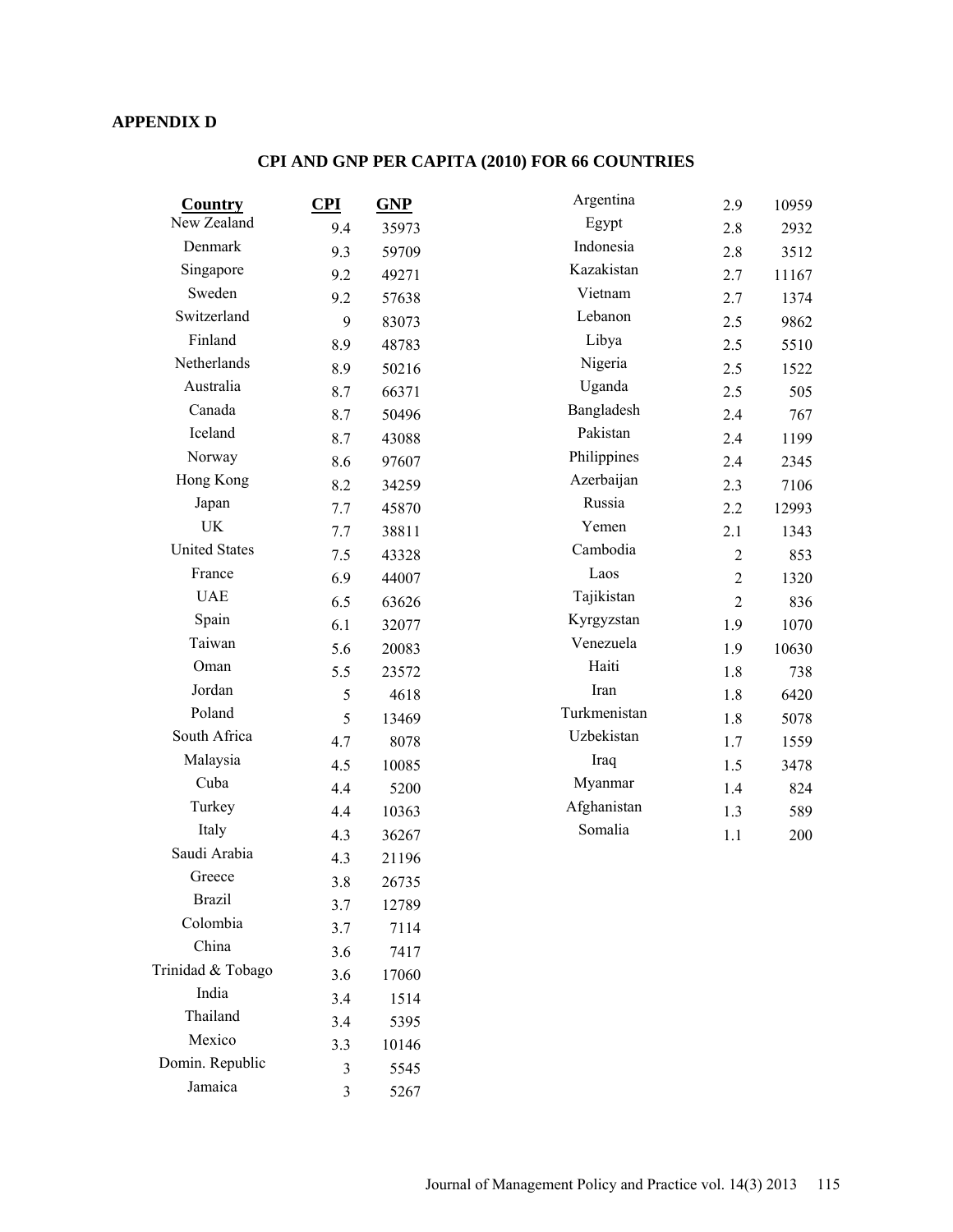## APPENDIX D

### CPI AND GNP PER CAPITA (2010) FOR 66 COUNTRIES

| Country | CPI | GNP |
|---|---|---|
| New Zealand | 9.4 | 35973 |
| Denmark | 9.3 | 59709 |
| Singapore | 9.2 | 49271 |
| Sweden | 9.2 | 57638 |
| Switzerland | 9 | 83073 |
| Finland | 8.9 | 48783 |
| Netherlands | 8.9 | 50216 |
| Australia | 8.7 | 66371 |
| Canada | 8.7 | 50496 |
| Iceland | 8.7 | 43088 |
| Norway | 8.6 | 97607 |
| Hong Kong | 8.2 | 34259 |
| Japan | 7.7 | 45870 |
| UK | 7.7 | 38811 |
| United States | 7.5 | 43328 |
| France | 6.9 | 44007 |
| UAE | 6.5 | 63626 |
| Spain | 6.1 | 32077 |
| Taiwan | 5.6 | 20083 |
| Oman | 5.5 | 23572 |
| Jordan | 5 | 4618 |
| Poland | 5 | 13469 |
| South Africa | 4.7 | 8078 |
| Malaysia | 4.5 | 10085 |
| Cuba | 4.4 | 5200 |
| Turkey | 4.4 | 10363 |
| Italy | 4.3 | 36267 |
| Saudi Arabia | 4.3 | 21196 |
| Greece | 3.8 | 26735 |
| Brazil | 3.7 | 12789 |
| Colombia | 3.7 | 7114 |
| China | 3.6 | 7417 |
| Trinidad & Tobago | 3.6 | 17060 |
| India | 3.4 | 1514 |
| Thailand | 3.4 | 5395 |
| Mexico | 3.3 | 10146 |
| Domin. Republic | 3 | 5545 |
| Jamaica | 3 | 5267 |
| Argentina | 2.9 | 10959 |
| Egypt | 2.8 | 2932 |
| Indonesia | 2.8 | 3512 |
| Kazakistan | 2.7 | 11167 |
| Vietnam | 2.7 | 1374 |
| Lebanon | 2.5 | 9862 |
| Libya | 2.5 | 5510 |
| Nigeria | 2.5 | 1522 |
| Uganda | 2.5 | 505 |
| Bangladesh | 2.4 | 767 |
| Pakistan | 2.4 | 1199 |
| Philippines | 2.4 | 2345 |
| Azerbaijan | 2.3 | 7106 |
| Russia | 2.2 | 12993 |
| Yemen | 2.1 | 1343 |
| Cambodia | 2 | 853 |
| Laos | 2 | 1320 |
| Tajikistan | 2 | 836 |
| Kyrgyzstan | 1.9 | 1070 |
| Venezuela | 1.9 | 10630 |
| Haiti | 1.8 | 738 |
| Iran | 1.8 | 6420 |
| Turkmenistan | 1.8 | 5078 |
| Uzbekistan | 1.7 | 1559 |
| Iraq | 1.5 | 3478 |
| Myanmar | 1.4 | 824 |
| Afghanistan | 1.3 | 589 |
| Somalia | 1.1 | 200 |